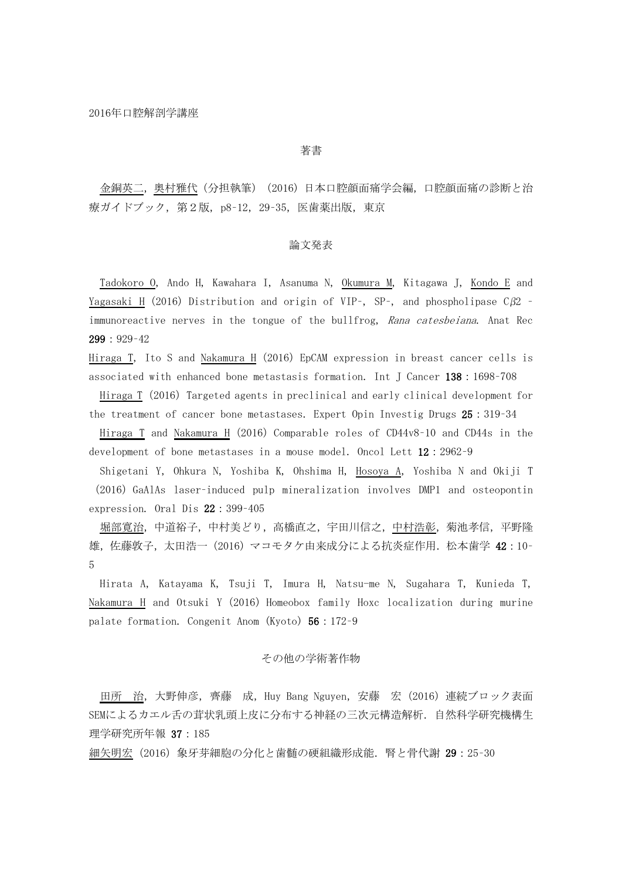2016年口腔解剖学講座

## 著書

金銅英二，奥村雅代（分担執筆）（2016）日本口腔顔面痛学会編，口腔顔面痛の診断と治療ガイドブック，第２版，p8-12，29-35，医歯薬出版，東京

## 論文発表

Tadokoro O, Ando H, Kawahara I, Asanuma N, Okumura M, Kitagawa J, Kondo E and Yagasaki H (2016) Distribution and origin of VIP-, SP-, and phospholipase Cβ2 –immunoreactive nerves in the tongue of the bullfrog, *Rana catesbeiana*. Anat Rec **299**：929-42

Hiraga T, Ito S and Nakamura H (2016) EpCAM expression in breast cancer cells is associated with enhanced bone metastasis formation. Int J Cancer **138**：1698-708

Hiraga T (2016) Targeted agents in preclinical and early clinical development for the treatment of cancer bone metastases. Expert Opin Investig Drugs **25**：319-34

Hiraga T and Nakamura H (2016) Comparable roles of CD44v8-10 and CD44s in the development of bone metastases in a mouse model. Oncol Lett **12**：2962-9

Shigetani Y, Ohkura N, Yoshiba K, Ohshima H, Hosoya A, Yoshiba N and Okiji T (2016) GaAlAs laser-induced pulp mineralization involves DMP1 and osteopontin expression. Oral Dis **22**：399-405

堀部寛治，中道裕子，中村美どり，髙橋直之，宇田川信之，中村浩彰，菊池孝信，平野隆雄，佐藤敦子，太田浩一（2016）マコモタケ由来成分による抗炎症作用．松本歯学 **42**：10-5

Hirata A, Katayama K, Tsuji T, Imura H, Natsu-me N, Sugahara T, Kunieda T, Nakamura H and Otsuki Y (2016) Homeobox family Hoxc localization during murine palate formation. Congenit Anom (Kyoto) **56**：172-9

## その他の学術著作物

田所　治，大野伸彦，齊藤　成，Huy Bang Nguyen，安藤　宏（2016）連続ブロック表面SEMによるカエル舌の茸状乳頭上皮に分布する神経の三次元構造解析．自然科学研究機構生理学研究所年報 **37**：185

細矢明宏（2016）象牙芽細胞の分化と歯髄の硬組織形成能．腎と骨代謝 **29**：25-30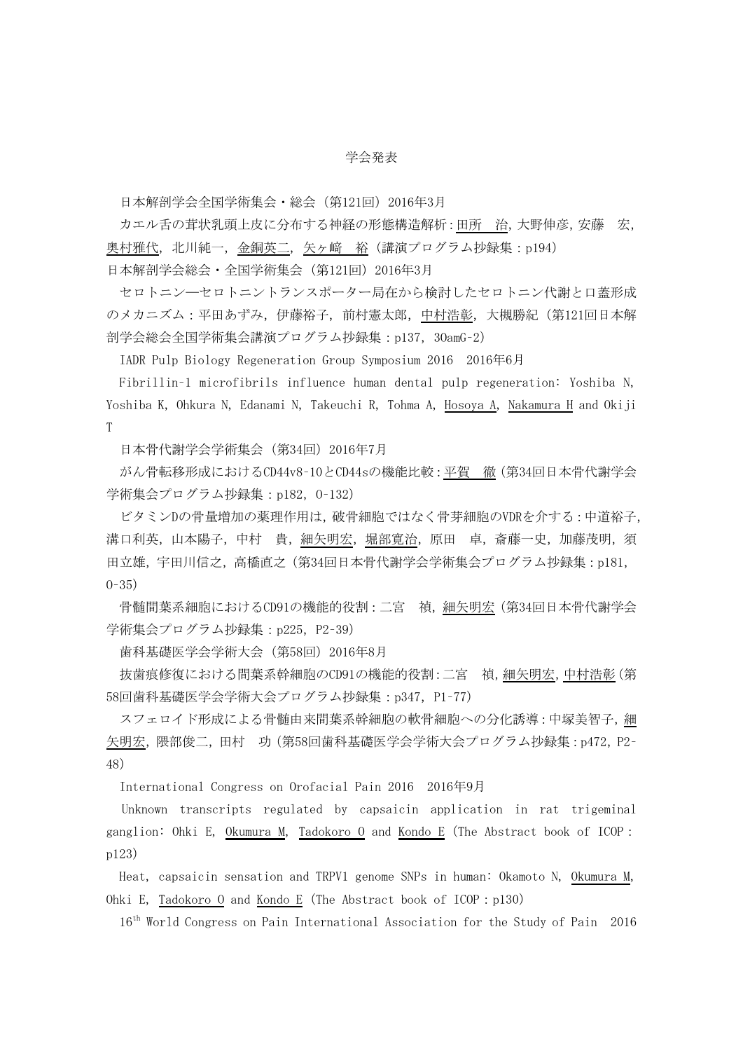学会発表

日本解剖学会全国学術集会・総会（第121回）2016年3月

カエル舌の茸状乳頭上皮に分布する神経の形態構造解析：田所　治，大野伸彦，安藤　宏，奥村雅代，北川純一，金銅英二，矢ヶ﨑　裕（講演プログラム抄録集：p194）

日本解剖学会総会・全国学術集会（第121回）2016年3月

セロトニン―セロトニントランスポーター局在から検討したセロトニン代謝と口蓋形成のメカニズム：平田あずみ，伊藤裕子，前村憲太郎，中村浩彰，大槻勝紀（第121回日本解剖学会総会全国学術集会講演プログラム抄録集：p137，30amG-2）

IADR Pulp Biology Regeneration Group Symposium 2016　2016年6月

Fibrillin-1 microfibrils influence human dental pulp regeneration: Yoshiba N, Yoshiba K, Ohkura N, Edanami N, Takeuchi R, Tohma A, Hosoya A, Nakamura H and Okiji T

日本骨代謝学会学術集会（第34回）2016年7月

がん骨転移形成におけるCD44v8-10とCD44sの機能比較：平賀　徹（第34回日本骨代謝学会学術集会プログラム抄録集：p182，O-132）

ビタミンDの骨量増加の薬理作用は，破骨細胞ではなく骨芽細胞のVDRを介する：中道裕子，溝口利英，山本陽子，中村　貴，細矢明宏，堀部寛治，原田　卓，斎藤一史，加藤茂明，須田立雄，宇田川信之，高橋直之（第34回日本骨代謝学会学術集会プログラム抄録集：p181，O-35）

骨髄間葉系細胞におけるCD91の機能的役割：二宮　禎，細矢明宏（第34回日本骨代謝学会学術集会プログラム抄録集：p225，P2-39）

歯科基礎医学会学術大会（第58回）2016年8月

抜歯痕修復における間葉系幹細胞のCD91の機能的役割：二宮　禎，細矢明宏，中村浩彰（第58回歯科基礎医学会学術大会プログラム抄録集：p347，P1-77）

スフェロイド形成による骨髄由来間葉系幹細胞の軟骨細胞への分化誘導：中塚美智子，細矢明宏，隈部俊二，田村　功（第58回歯科基礎医学会学術大会プログラム抄録集：p472，P2-48）

International Congress on Orofacial Pain 2016　2016年9月

Unknown transcripts regulated by capsaicin application in rat trigeminal ganglion: Ohki E, Okumura M, Tadokoro O and Kondo E (The Abstract book of ICOP : p123)

Heat, capsaicin sensation and TRPV1 genome SNPs in human: Okamoto N, Okumura M, Ohki E, Tadokoro O and Kondo E (The Abstract book of ICOP : p130)

16th World Congress on Pain International Association for the Study of Pain 2016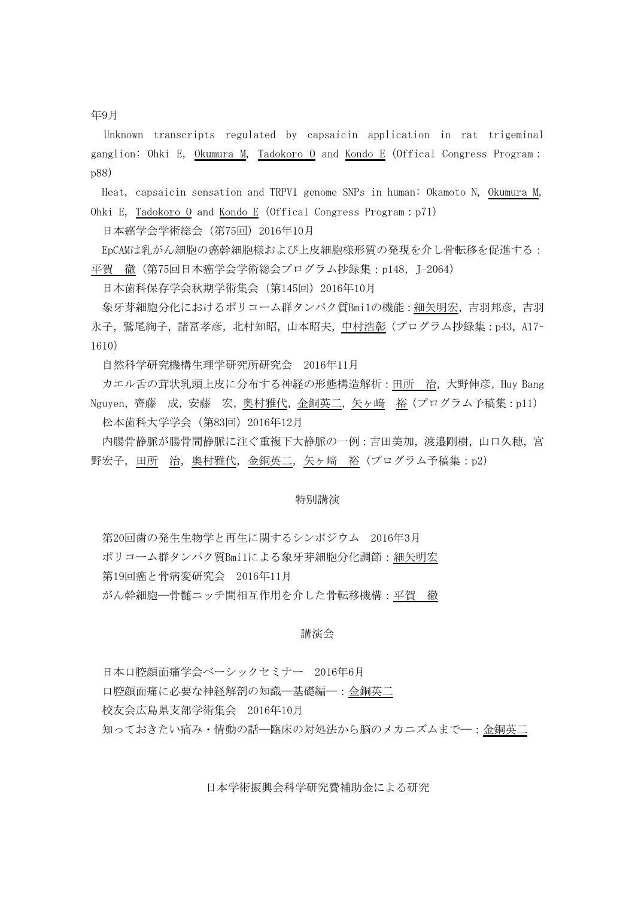年9月

Unknown transcripts regulated by capsaicin application in rat trigeminal ganglion: Ohki E, Okumura M, Tadokoro O and Kondo E (Offical Congress Program: p88)

Heat, capsaicin sensation and TRPV1 genome SNPs in human: Okamoto N, Okumura M, Ohki E, Tadokoro O and Kondo E (Offical Congress Program: p71)

日本癌学会学術総会（第75回）2016年10月

EpCAMは乳がん細胞の癌幹細胞様および上皮細胞様形質の発現を介し骨転移を促進する：平賀　徹（第75回日本癌学会学術総会プログラム抄録集：p148, J-2064）

日本歯科保存学会秋期学術集会（第145回）2016年10月

象牙芽細胞分化におけるポリコーム群タンパク質Bmi1の機能：細矢明宏，吉羽邦彦，吉羽永子，鷲尾絢子，諸冨孝彦，北村知昭，山本昭夫，中村浩彰（プログラム抄録集：p43, A17-1610）

自然科学研究機構生理学研究所研究会　2016年11月

カエル舌の茸状乳頭上皮に分布する神経の形態構造解析：田所　治，大野伸彦，Huy Bang Nguyen，齊藤　成，安藤　宏，奥村雅代，金銅英二，矢ヶ崎　裕（プログラム予稿集：p11）

松本歯科大学学会（第83回）2016年12月

内腸骨静脈が腸骨間静脈に注ぐ重複下大静脈の一例：吉田美加，渡邉剛樹，山口久穂，宮野宏子，田所　治，奥村雅代，金銅英二，矢ヶ崎　裕（プログラム予稿集：p2）

## 特別講演

第20回歯の発生生物学と再生に関するシンポジウム　2016年3月

ポリコーム群タンパク質Bmi1による象牙芽細胞分化調節：細矢明宏

第19回癌と骨病変研究会　2016年11月

がん幹細胞―骨髄ニッチ間相互作用を介した骨転移機構：平賀　徹

## 講演会

日本口腔顔面痛学会ベーシックセミナー　2016年6月

口腔顔面痛に必要な神経解剖の知識―基礎編―：金銅英二

校友会広島県支部学術集会　2016年10月

知っておきたい痛み・情動の話―臨床の対処法から脳のメカニズムまで―：金銅英二

## 日本学術振興会科学研究費補助金による研究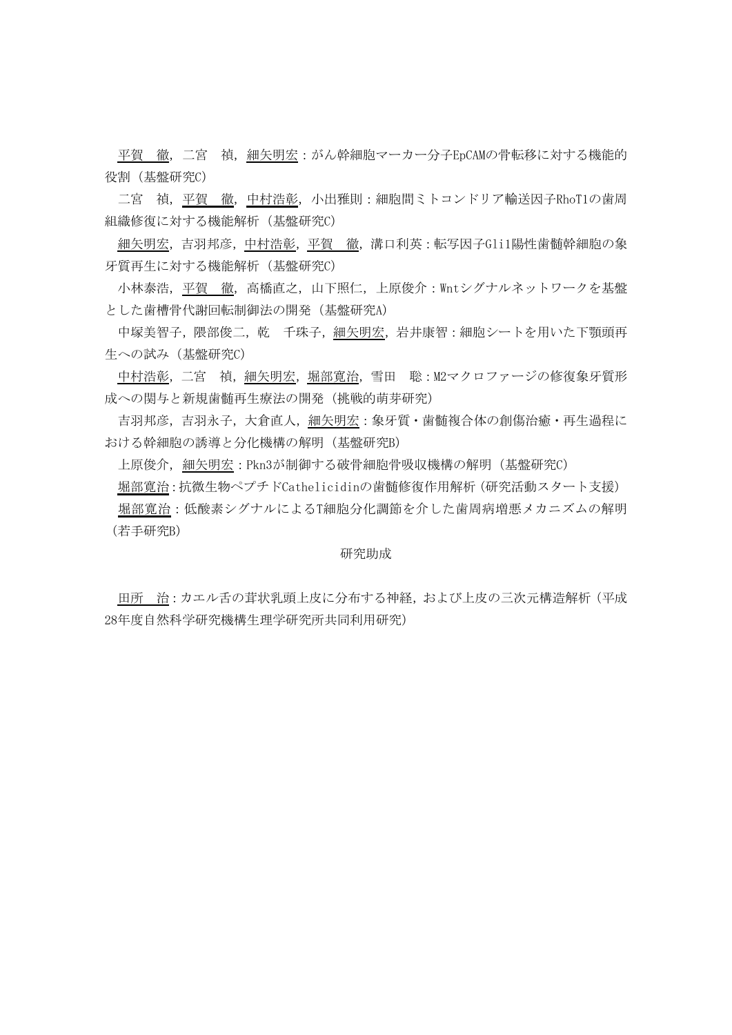平賀　徹，二宮　禎，細矢明宏：がん幹細胞マーカー分子EpCAMの骨転移に対する機能的役割（基盤研究C）

二宮　禎，平賀　徹，中村浩彰，小出雅則：細胞間ミトコンドリア輸送因子RhoT1の歯周組織修復に対する機能解析（基盤研究C）

細矢明宏，吉羽邦彦，中村浩彰，平賀　徹，溝口利英：転写因子Gli1陽性歯髄幹細胞の象牙質再生に対する機能解析（基盤研究C）

小林泰浩，平賀　徹，高橋直之，山下照仁，上原俊介：Wntシグナルネットワークを基盤とした歯槽骨代謝回転制御法の開発（基盤研究A）

中塚美智子，隈部俊二，乾　千珠子，細矢明宏，岩井康智：細胞シートを用いた下顎頭再生への試み（基盤研究C）

中村浩彰，二宮　禎，細矢明宏，堀部寛治，雪田　聡：M2マクロファージの修復象牙質形成への関与と新規歯髄再生療法の開発（挑戦的萌芽研究）

吉羽邦彦，吉羽永子，大倉直人，細矢明宏：象牙質・歯髄複合体の創傷治癒・再生過程における幹細胞の誘導と分化機構の解明（基盤研究B）

上原俊介，細矢明宏：Pkn3が制御する破骨細胞骨吸収機構の解明（基盤研究C）

堀部寛治：抗微生物ペプチドCathelicidinの歯髄修復作用解析（研究活動スタート支援）

堀部寛治：低酸素シグナルによるT細胞分化調節を介した歯周病増悪メカニズムの解明（若手研究B）

## 研究助成

田所　治：カエル舌の茸状乳頭上皮に分布する神経，および上皮の三次元構造解析（平成28年度自然科学研究機構生理学研究所共同利用研究）